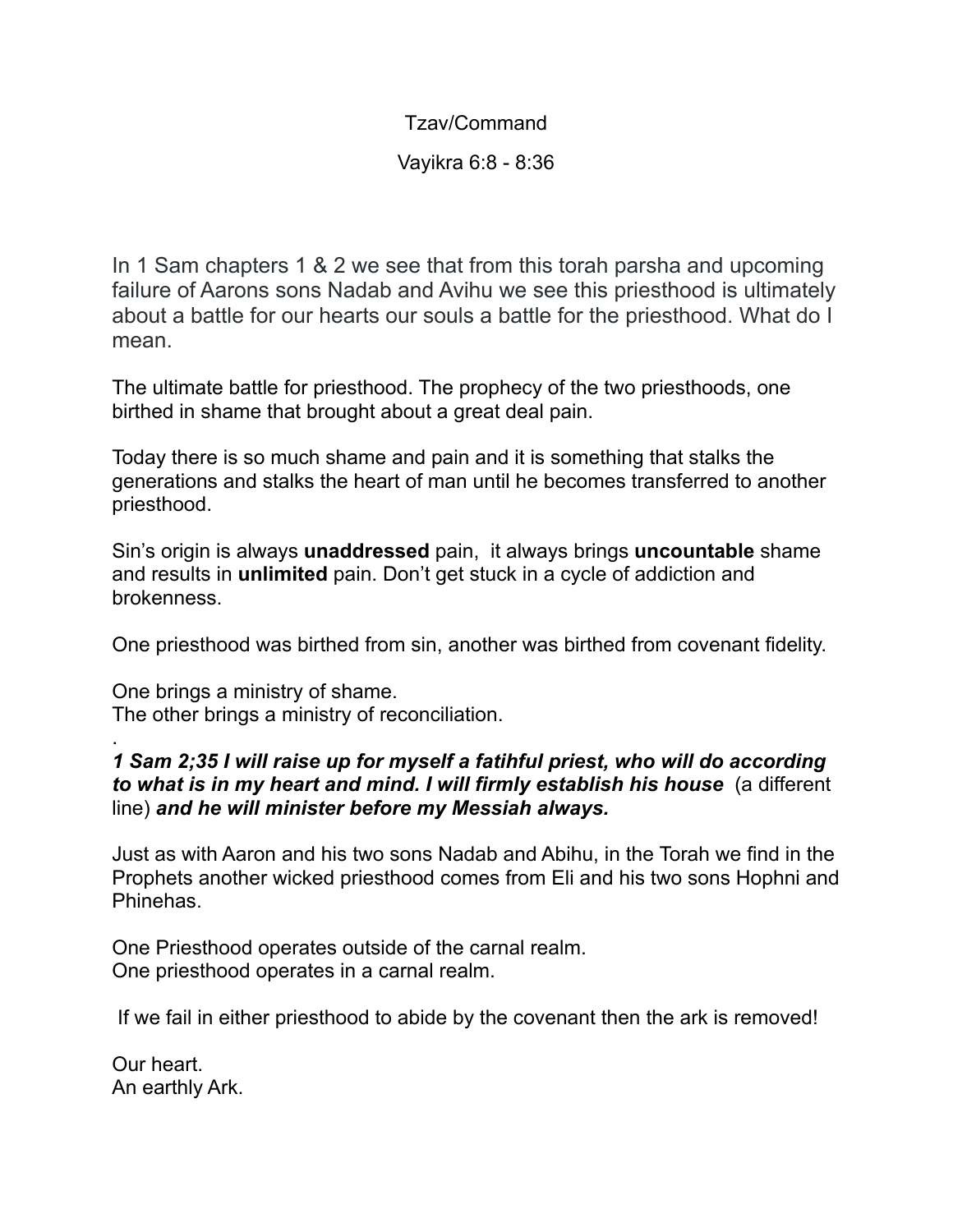Tzav/Command

Vayikra 6:8 - 8:36

In 1 Sam chapters 1 & 2 we see that from this torah parsha and upcoming failure of Aarons sons Nadab and Avihu we see this priesthood is ultimately about a battle for our hearts our souls a battle for the priesthood. What do I mean.

The ultimate battle for priesthood. The prophecy of the two priesthoods, one birthed in shame that brought about a great deal pain.

Today there is so much shame and pain and it is something that stalks the generations and stalks the heart of man until he becomes transferred to another priesthood.

Sin's origin is always **unaddressed** pain, it always brings **uncountable** shame and results in **unlimited** pain. Don't get stuck in a cycle of addiction and brokenness.

One priesthood was birthed from sin, another was birthed from covenant fidelity.

One brings a ministry of shame.
The other brings a ministry of reconciliation.

.

***1 Sam 2;35 I will raise up for myself a fatihful priest, who will do according to what is in my heart and mind. I will firmly establish his house*** (a different line) ***and he will minister before my Messiah always.***

Just as with Aaron and his two sons Nadab and Abihu, in the Torah we find in the Prophets another wicked priesthood comes from Eli and his two sons Hophni and Phinehas.

One Priesthood operates outside of the carnal realm.
One priesthood operates in a carnal realm.

If we fail in either priesthood to abide by the covenant then the ark is removed!

Our heart.
An earthly Ark.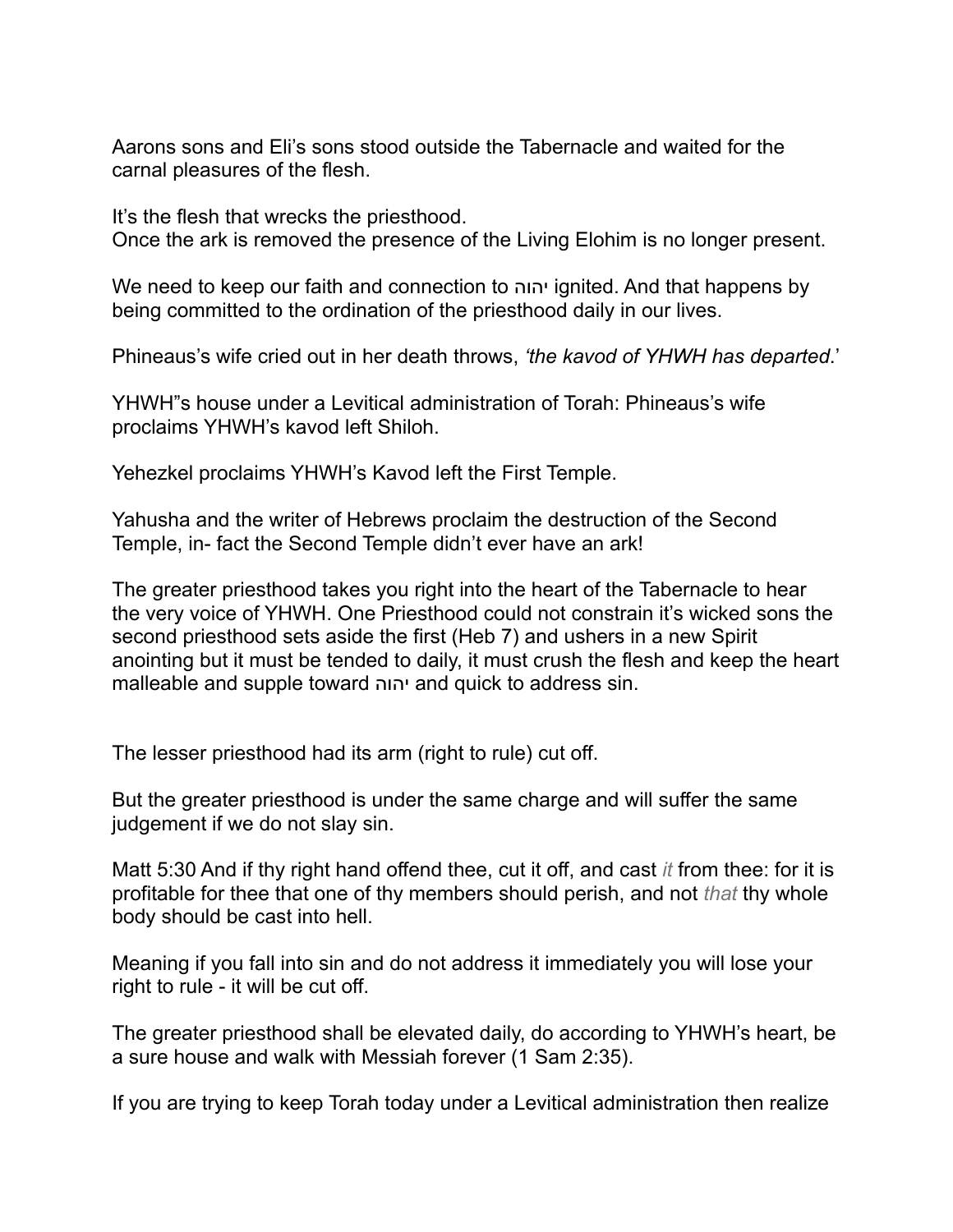Aarons sons and Eli's sons stood outside the Tabernacle and waited for the carnal pleasures of the flesh.

It's the flesh that wrecks the priesthood.
Once the ark is removed the presence of the Living Elohim is no longer present.

We need to keep our faith and connection to יהוה ignited. And that happens by being committed to the ordination of the priesthood daily in our lives.

Phineaus's wife cried out in her death throws, *'the kavod of YHWH has departed*.'

YHWH"s house under a Levitical administration of Torah: Phineaus's wife proclaims YHWH's kavod left Shiloh.

Yehezkel proclaims YHWH's Kavod left the First Temple.

Yahusha and the writer of Hebrews proclaim the destruction of the Second Temple, in- fact the Second Temple didn't ever have an ark!

The greater priesthood takes you right into the heart of the Tabernacle to hear the very voice of YHWH. One Priesthood could not constrain it's wicked sons the second priesthood sets aside the first (Heb 7) and ushers in a new Spirit anointing but it must be tended to daily, it must crush the flesh and keep the heart malleable and supple toward יהוה and quick to address sin.

The lesser priesthood had its arm (right to rule) cut off.

But the greater priesthood is under the same charge and will suffer the same judgement if we do not slay sin.

Matt 5:30 And if thy right hand offend thee, cut it off, and cast *it* from thee: for it is profitable for thee that one of thy members should perish, and not *that* thy whole body should be cast into hell.

Meaning if you fall into sin and do not address it immediately you will lose your right to rule - it will be cut off.

The greater priesthood shall be elevated daily, do according to YHWH's heart, be a sure house and walk with Messiah forever (1 Sam 2:35).

If you are trying to keep Torah today under a Levitical administration then realize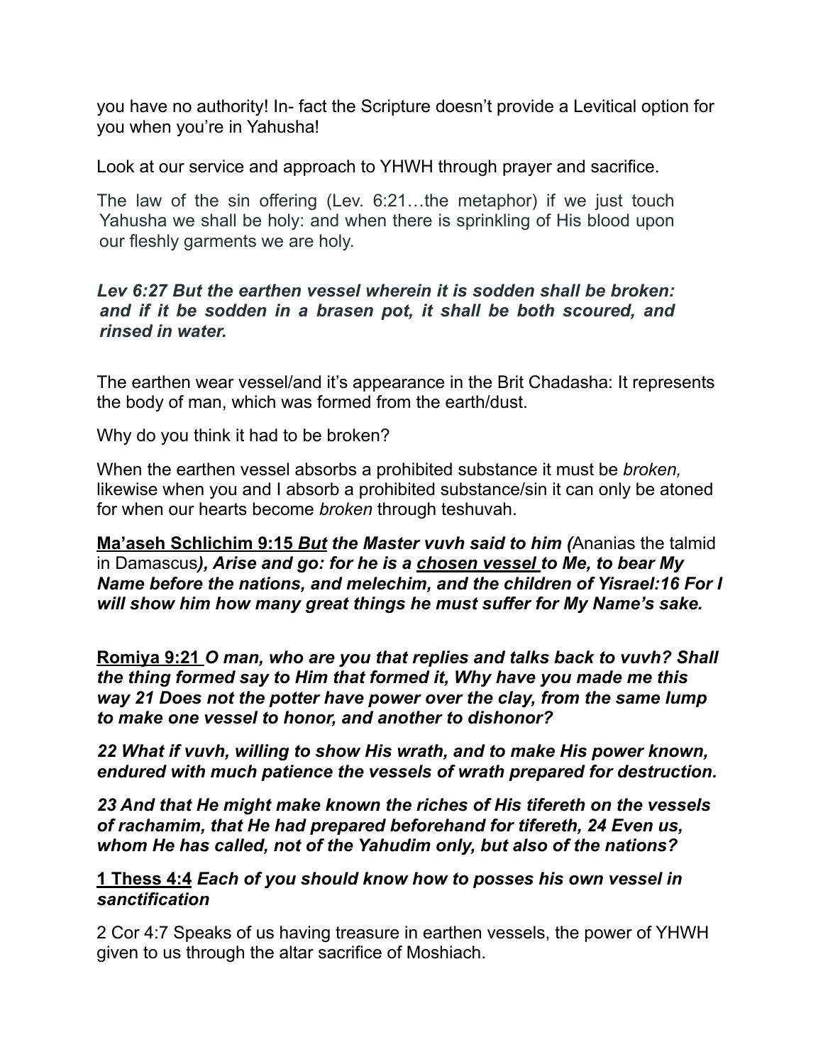you have no authority! In- fact the Scripture doesn't provide a Levitical option for you when you're in Yahusha!

Look at our service and approach to YHWH through prayer and sacrifice.

The law of the sin offering (Lev. 6:21…the metaphor) if we just touch Yahusha we shall be holy: and when there is sprinkling of His blood upon our fleshly garments we are holy.

***Lev 6:27 But the earthen vessel wherein it is sodden shall be broken: and if it be sodden in a brasen pot, it shall be both scoured, and rinsed in water.***

The earthen wear vessel/and it's appearance in the Brit Chadasha: It represents the body of man, which was formed from the earth/dust.

Why do you think it had to be broken?

When the earthen vessel absorbs a prohibited substance it must be *broken,* likewise when you and I absorb a prohibited substance/sin it can only be atoned for when our hearts become *broken* through teshuvah.

**<u>Ma'aseh Schlichim 9:15</u>** ***<u>But</u> the Master vuvh said to him (*****Ananias the talmid in Damascus*****), Arise and go: for he is a <u>chosen vessel</u> to Me, to bear My Name before the nations, and melechim, and the children of Yisrael:16 For I will show him how many great things he must suffer for My Name's sake.***

**<u>Romiya 9:21</u>** ***O man, who are you that replies and talks back to vuvh? Shall the thing formed say to Him that formed it, Why have you made me this way 21 Does not the potter have power over the clay, from the same lump to make one vessel to honor, and another to dishonor?***

***22 What if vuvh, willing to show His wrath, and to make His power known, endured with much patience the vessels of wrath prepared for destruction.***

***23 And that He might make known the riches of His tifereth on the vessels of rachamim, that He had prepared beforehand for tifereth, 24 Even us, whom He has called, not of the Yahudim only, but also of the nations?***

**<u>1 Thess 4:4</u>** ***Each of you should know how to posses his own vessel in sanctification***

2 Cor 4:7 Speaks of us having treasure in earthen vessels, the power of YHWH given to us through the altar sacrifice of Moshiach.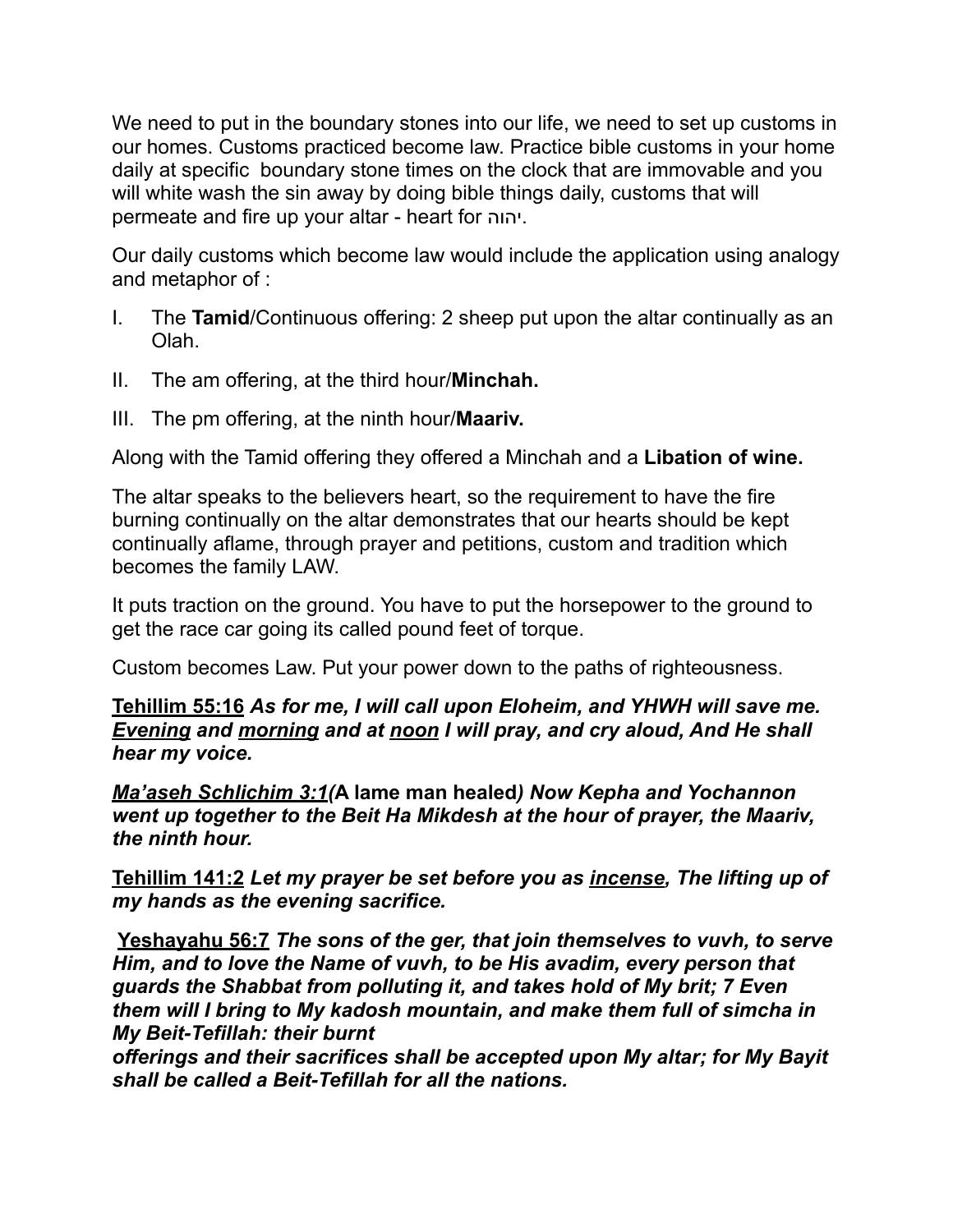We need to put in the boundary stones into our life, we need to set up customs in our homes. Customs practiced become law. Practice bible customs in your home daily at specific boundary stone times on the clock that are immovable and you will white wash the sin away by doing bible things daily, customs that will permeate and fire up your altar - heart for יהוה.

Our daily customs which become law would include the application using analogy and metaphor of :

I. The **Tamid**/Continuous offering: 2 sheep put upon the altar continually as an Olah.

II. The am offering, at the third hour/**Minchah.**

III. The pm offering, at the ninth hour/**Maariv.**

Along with the Tamid offering they offered a Minchah and a **Libation of wine.**

The altar speaks to the believers heart, so the requirement to have the fire burning continually on the altar demonstrates that our hearts should be kept continually aflame, through prayer and petitions, custom and tradition which becomes the family LAW.

It puts traction on the ground. You have to put the horsepower to the ground to get the race car going its called pound feet of torque.

Custom becomes Law. Put your power down to the paths of righteousness.

**<u>Tehillim 55:16</u>** ***As for me, I will call upon Eloheim, and YHWH will save me. <u>Evening</u> and <u>morning</u> and at <u>noon</u> I will pray, and cry aloud, And He shall hear my voice.***

***<u>Ma'aseh Schlichim 3:1</u>*****(A lame man healed*****) Now Kepha and Yochannon went up together to the Beit Ha Mikdesh at the hour of prayer, the Maariv, the ninth hour.***

**<u>Tehillim 141:2</u>** ***Let my prayer be set before you as <u>incense</u>, The lifting up of my hands as the evening sacrifice.***

**<u>Yeshayahu 56:7</u>** ***The sons of the ger, that join themselves to vuvh, to serve Him, and to love the Name of vuvh, to be His avadim, every person that guards the Shabbat from polluting it, and takes hold of My brit; 7 Even them will I bring to My kadosh mountain, and make them full of simcha in My Beit-Tefillah: their burnt offerings and their sacrifices shall be accepted upon My altar; for My Bayit shall be called a Beit-Tefillah for all the nations.***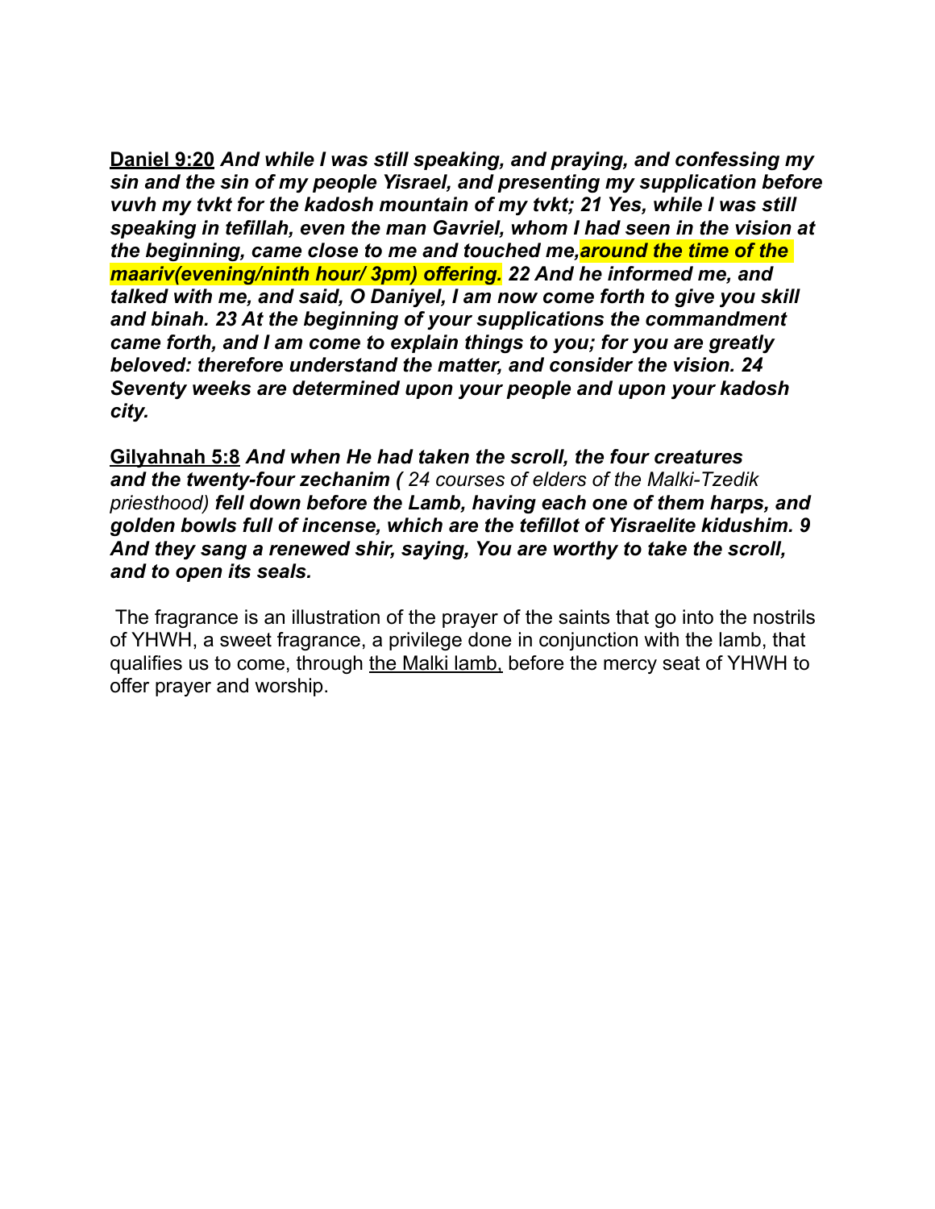__Daniel 9:20__ ***And while I was still speaking, and praying, and confessing my sin and the sin of my people Yisrael, and presenting my supplication before vuvh my tvkt for the kadosh mountain of my tvkt; 21 Yes, while I was still speaking in tefillah, even the man Gavriel, whom I had seen in the vision at the beginning, came close to me and touched me, around the time of the maariv(evening/ninth hour/ 3pm) offering. 22 And he informed me, and talked with me, and said, O Daniyel, I am now come forth to give you skill and binah. 23 At the beginning of your supplications the commandment came forth, and I am come to explain things to you; for you are greatly beloved: therefore understand the matter, and consider the vision. 24 Seventy weeks are determined upon your people and upon your kadosh city.***

__Gilyahnah 5:8__ ***And when He had taken the scroll, the four creatures and the twenty-four zechanim (*** *24 courses of elders of the Malki-Tzedik priesthood)* ***fell down before the Lamb, having each one of them harps, and golden bowls full of incense, which are the tefillot of Yisraelite kidushim. 9 And they sang a renewed shir, saying, You are worthy to take the scroll, and to open its seals.***

The fragrance is an illustration of the prayer of the saints that go into the nostrils of YHWH, a sweet fragrance, a privilege done in conjunction with the lamb, that qualifies us to come, through __the Malki lamb,__ before the mercy seat of YHWH to offer prayer and worship.